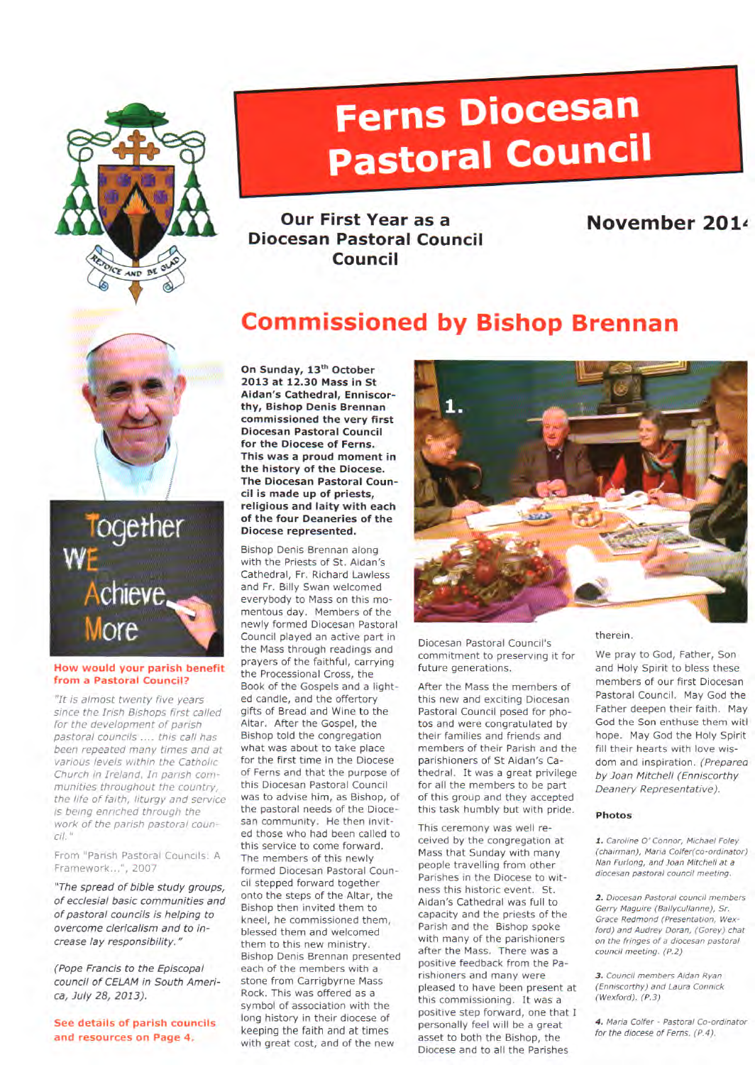# Ferns Diocesan Pastoral Council

### Our First Year as a Diocesan Pastoral Council Council

### November 2014

REJOICE AND BE GLAD

Together WE Achieve More

**How would your parish benefit from a Pastoral Council?**

*"It is almost twenty five years since the Irish Bishops first called for the development of parish pastoral councils .... this call has been repeated many times and at various levels within the Catholic Church in Ireland. In parish communities throughout the country, the life of faith, liturgy and service is being enriched through the work of the parish pastoral council."*

From "Parish Pastoral Councils: A Framework...", 2007

*"The spread of bible study groups, of ecclesial basic communities and of pastoral councils is helping to overcome clericalism and to increase lay responsibility."*

*(Pope Francis to the Episcopal council of CELAM in South America, July 28, 2013).*

**See details of parish councils and resources on Page 4.**

## Commissioned by Bishop Brennan

**On Sunday, 13th October 2013 at 12.30 Mass in St Aidan's Cathedral, Enniscorthy, Bishop Denis Brennan commissioned the very first Diocesan Pastoral Council for the Diocese of Ferns. This was a proud moment in the history of the Diocese. The Diocesan Pastoral Council is made up of priests, religious and laity with each of the four Deaneries of the Diocese represented.**

Bishop Denis Brennan along with the Priests of St. Aidan's Cathedral, Fr. Richard Lawless and Fr. Billy Swan welcomed everybody to Mass on this momentous day. Members of the newly formed Diocesan Pastoral Council played an active part in the Mass through readings and prayers of the faithful, carrying the Processional Cross, the Book of the Gospels and a lighted candle, and the offertory gifts of Bread and Wine to the Altar. After the Gospel, the Bishop told the congregation what was about to take place for the first time in the Diocese of Ferns and that the purpose of this Diocesan Pastoral Council was to advise him, as Bishop, of the pastoral needs of the Diocesan community. He then invited those who had been called to this service to come forward. The members of this newly formed Diocesan Pastoral Council stepped forward together onto the steps of the Altar, the Bishop then invited them to kneel, he commissioned them, blessed them and welcomed them to this new ministry. Bishop Denis Brennan presented each of the members with a stone from Carrigbyrne Mass Rock. This was offered as a symbol of association with the long history in their diocese of keeping the faith and at times with great cost, and of the new Diocesan Pastoral Council's commitment to preserving it for future generations.

After the Mass the members of this new and exciting Diocesan Pastoral Council posed for photos and were congratulated by their families and friends and members of their Parish and the parishioners of St Aidan's Cathedral. It was a great privilege for all the members to be part of this group and they accepted this task humbly but with pride.

This ceremony was well received by the congregation at Mass that Sunday with many people travelling from other Parishes in the Diocese to witness this historic event. St. Aidan's Cathedral was full to capacity and the priests of the Parish and the Bishop spoke with many of the parishioners after the Mass. There was a positive feedback from the Parishioners and many were pleased to have been present at this commissioning. It was a positive step forward, one that I personally feel will be a great asset to both the Bishop, the Diocese and to all the Parishes therein.

We pray to God, Father, Son and Holy Spirit to bless these members of our first Diocesan Pastoral Council. May God the Father deepen their faith. May God the Son enthuse them with hope. May God the Holy Spirit fill their hearts with love wisdom and inspiration. *(Prepared by Joan Mitchell (Enniscorthy Deanery Representative).*

**Photos**

*1. Caroline O' Connor, Michael Foley (chairman), Maria Colfer(co-ordinator) Nan Furlong, and Joan Mitchell at a diocesan pastoral council meeting.*

*2. Diocesan Pastoral council members Gerry Maguire (Ballycullanne), Sr. Grace Redmond (Presentation, Wexford) and Audrey Doran, (Gorey) chat on the fringes of a diocesan pastoral council meeting. (P.2)*

*3. Council members Aidan Ryan (Enniscorthy) and Laura Connick (Wexford). (P.3)*

*4. Maria Colfer - Pastoral Co-ordinator for the diocese of Ferns. (P.4).*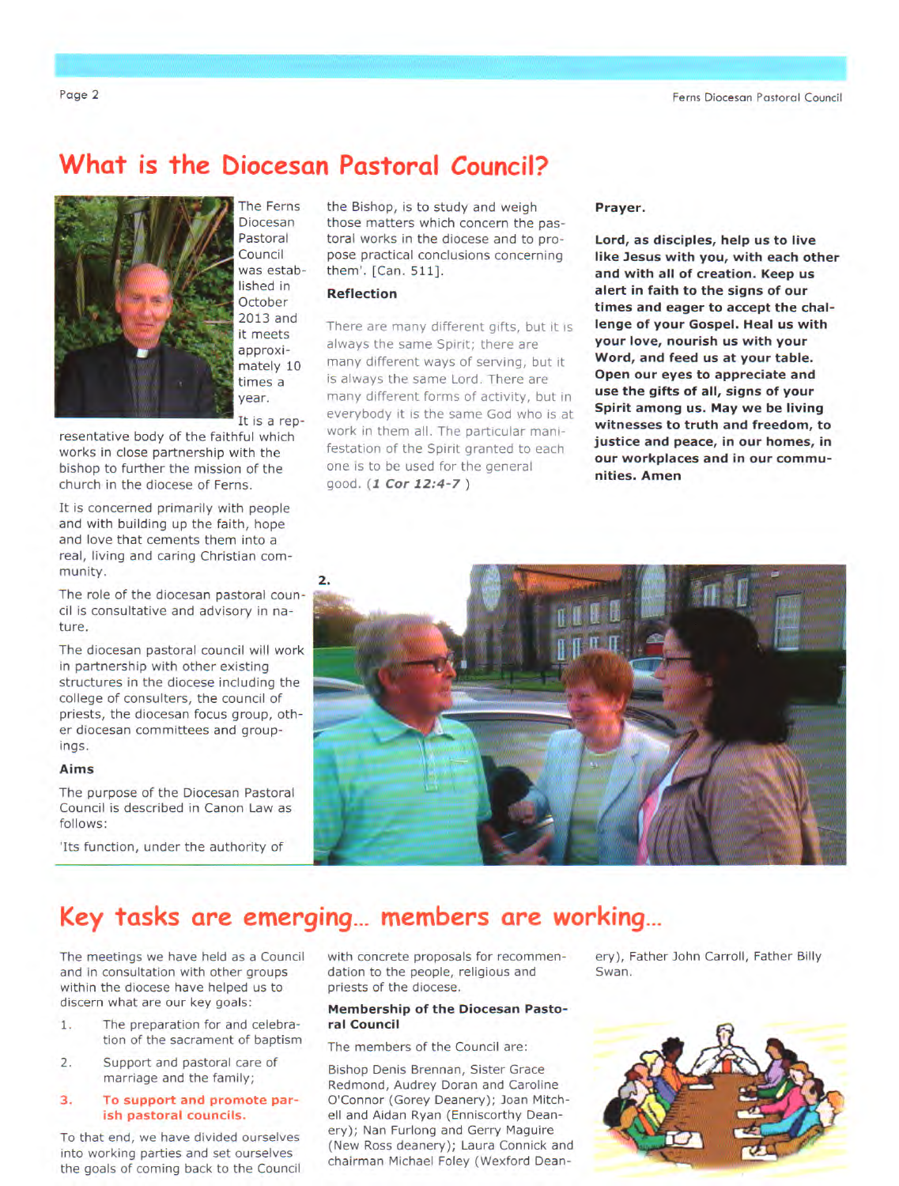# What is the Diocesan Pastoral Council?

The Ferns Diocesan Pastoral Council was established in October 2013 and it meets approximately 10 times a year.

It is a representative body of the faithful which works in close partnership with the bishop to further the mission of the church in the diocese of Ferns.

It is concerned primarily with people and with building up the faith, hope and love that cements them into a real, living and caring Christian community.

The role of the diocesan pastoral council is consultative and advisory in nature.

The diocesan pastoral council will work in partnership with other existing structures in the diocese including the college of consulters, the council of priests, the diocesan focus group, other diocesan committees and groupings.

### Aims

The purpose of the Diocesan Pastoral Council is described in Canon Law as follows:

'Its function, under the authority of the Bishop, is to study and weigh those matters which concern the pastoral works in the diocese and to propose practical conclusions concerning them'. [Can. 511].

### Reflection

There are many different gifts, but it is always the same Spirit; there are many different ways of serving, but it is always the same Lord. There are many different forms of activity, but in everybody it is the same God who is at work in them all. The particular manifestation of the Spirit granted to each one is to be used for the general good. (***1 Cor 12:4-7***)

**Prayer.**

**Lord, as disciples, help us to live like Jesus with you, with each other and with all of creation. Keep us alert in faith to the signs of our times and eager to accept the challenge of your Gospel. Heal us with your love, nourish us with your Word, and feed us at your table. Open our eyes to appreciate and use the gifts of all, signs of your Spirit among us. May we be living witnesses to truth and freedom, to justice and peace, in our homes, in our workplaces and in our communities. Amen**

**2.**

# Key tasks are emerging... members are working...

The meetings we have held as a Council and in consultation with other groups within the diocese have helped us to discern what are our key goals:

1. The preparation for and celebration of the sacrament of baptism
2. Support and pastoral care of marriage and the family;
3. **To support and promote parish pastoral councils.**

To that end, we have divided ourselves into working parties and set ourselves the goals of coming back to the Council with concrete proposals for recommendation to the people, religious and priests of the diocese.

### Membership of the Diocesan Pastoral Council

The members of the Council are:

Bishop Denis Brennan, Sister Grace Redmond, Audrey Doran and Caroline O'Connor (Gorey Deanery); Joan Mitchell and Aidan Ryan (Enniscorthy Deanery); Nan Furlong and Gerry Maguire (New Ross deanery); Laura Connick and chairman Michael Foley (Wexford Deanery), Father John Carroll, Father Billy Swan.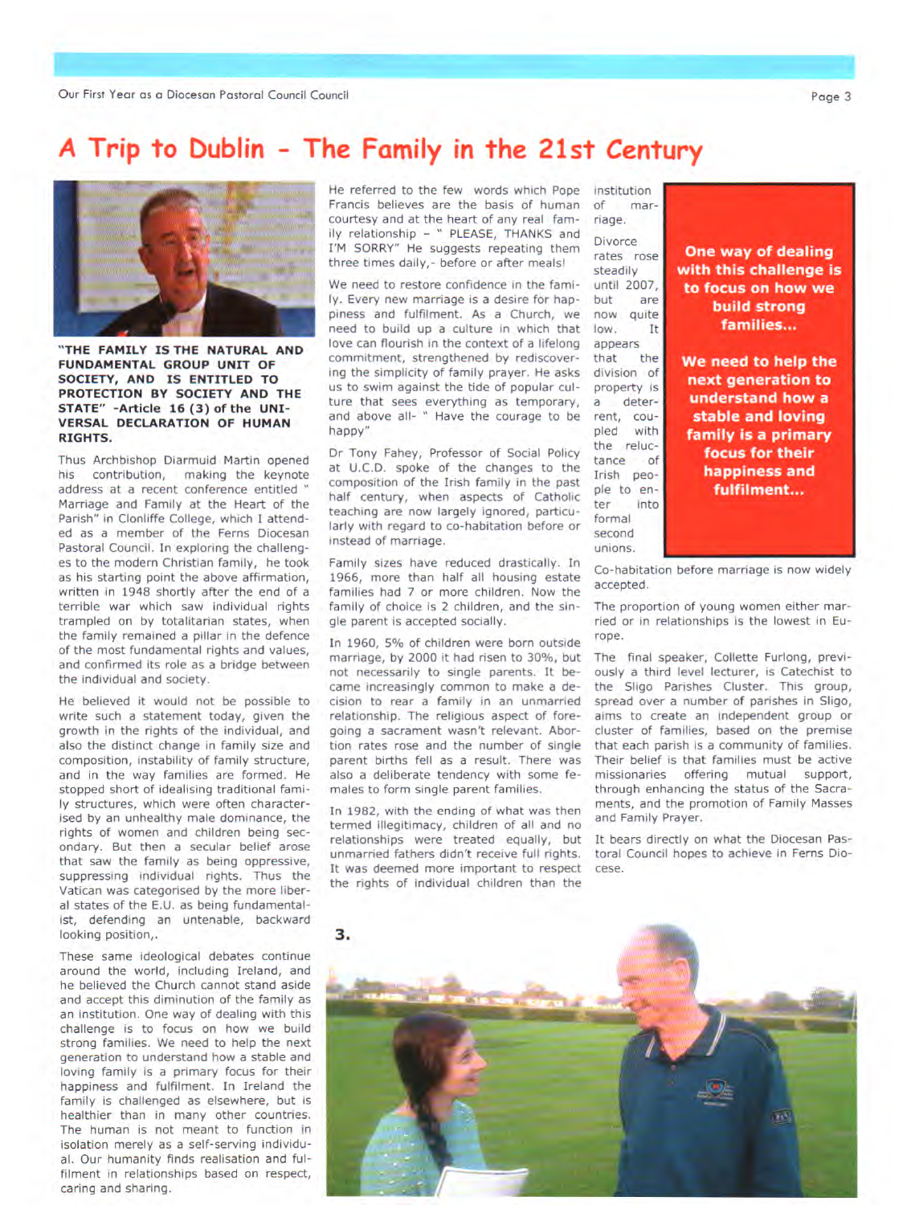# A Trip to Dublin - The Family in the 21st Century

**"THE FAMILY IS THE NATURAL AND FUNDAMENTAL GROUP UNIT OF SOCIETY, AND IS ENTITLED TO PROTECTION BY SOCIETY AND THE STATE" -Article 16 (3) of the UNIVERSAL DECLARATION OF HUMAN RIGHTS.**

Thus Archbishop Diarmuid Martin opened his contribution, making the keynote address at a recent conference entitled " Marriage and Family at the Heart of the Parish" in Clonliffe College, which I attended as a member of the Ferns Diocesan Pastoral Council. In exploring the challenges to the modern Christian family, he took as his starting point the above affirmation, written in 1948 shortly after the end of a terrible war which saw individual rights trampled on by totalitarian states, when the family remained a pillar in the defence of the most fundamental rights and values, and confirmed its role as a bridge between the individual and society.

He believed it would not be possible to write such a statement today, given the growth in the rights of the individual, and also the distinct change in family size and composition, instability of family structure, and in the way families are formed. He stopped short of idealising traditional family structures, which were often characterised by an unhealthy male dominance, the rights of women and children being secondary. But then a secular belief arose that saw the family as being oppressive, suppressing individual rights. Thus the Vatican was categorised by the more liberal states of the E.U. as being fundamentalist, defending an untenable, backward looking position,.

These same ideological debates continue around the world, including Ireland, and he believed the Church cannot stand aside and accept this diminution of the family as an institution. One way of dealing with this challenge is to focus on how we build strong families. We need to help the next generation to understand how a stable and loving family is a primary focus for their happiness and fulfilment. In Ireland the family is challenged as elsewhere, but is healthier than in many other countries. The human is not meant to function in isolation merely as a self-serving individual. Our humanity finds realisation and fulfilment in relationships based on respect, caring and sharing.

He referred to the few words which Pope Francis believes are the basis of human courtesy and at the heart of any real family relationship – " PLEASE, THANKS and I'M SORRY" He suggests repeating them three times daily,- before or after meals!

We need to restore confidence in the family. Every new marriage is a desire for happiness and fulfilment. As a Church, we need to build up a culture in which that love can flourish in the context of a lifelong commitment, strengthened by rediscovering the simplicity of family prayer. He asks us to swim against the tide of popular culture that sees everything as temporary, and above all- " Have the courage to be happy"

Dr Tony Fahey, Professor of Social Policy at U.C.D. spoke of the changes to the composition of the Irish family in the past half century, when aspects of Catholic teaching are now largely ignored, particularly with regard to co-habitation before or instead of marriage.

Family sizes have reduced drastically. In 1966, more than half all housing estate families had 7 or more children. Now the family of choice is 2 children, and the single parent is accepted socially.

In 1960, 5% of children were born outside marriage, by 2000 it had risen to 30%, but not necessarily to single parents. It became increasingly common to make a decision to rear a family in an unmarried relationship. The religious aspect of foregoing a sacrament wasn't relevant. Abortion rates rose and the number of single parent births fell as a result. There was also a deliberate tendency with some females to form single parent families.

In 1982, with the ending of what was then termed illegitimacy, children of all and no relationships were treated equally, but unmarried fathers didn't receive full rights. It was deemed more important to respect the rights of individual children than the institution of marriage.

Divorce rates rose steadily until 2007, but are now quite low. It appears that the division of property is a deterrent, coupled with the reluctance of Irish people to enter into formal second unions.

**One way of dealing with this challenge is to focus on how we build strong families...**

**We need to help the next generation to understand how a stable and loving family is a primary focus for their happiness and fulfilment...**

Co-habitation before marriage is now widely accepted.

The proportion of young women either married or in relationships is the lowest in Europe.

The final speaker, Collette Furlong, previously a third level lecturer, is Catechist to the Sligo Parishes Cluster. This group, spread over a number of parishes in Sligo, aims to create an independent group or cluster of families, based on the premise that each parish is a community of families. Their belief is that families must be active missionaries offering mutual support, through enhancing the status of the Sacraments, and the promotion of Family Masses and Family Prayer.

It bears directly on what the Diocesan Pastoral Council hopes to achieve in Ferns Diocese.

3.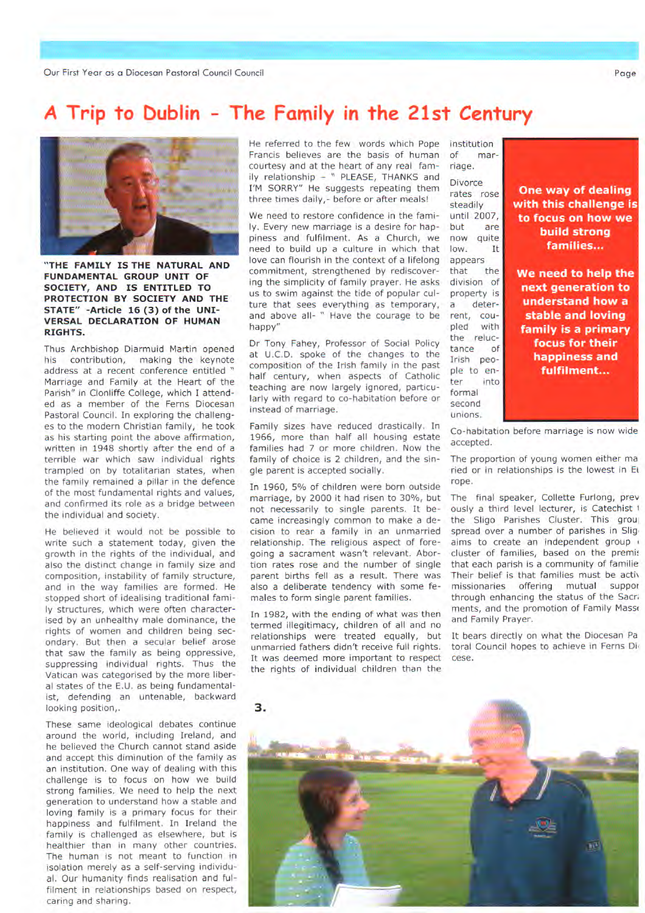# A Trip to Dublin - The Family in the 21st Century

**"THE FAMILY IS THE NATURAL AND FUNDAMENTAL GROUP UNIT OF SOCIETY, AND IS ENTITLED TO PROTECTION BY SOCIETY AND THE STATE" -Article 16 (3) of the UNIVERSAL DECLARATION OF HUMAN RIGHTS.**

Thus Archbishop Diarmuid Martin opened his contribution, making the keynote address at a recent conference entitled " Marriage and Family at the Heart of the Parish" in Clonliffe College, which I attended as a member of the Ferns Diocesan Pastoral Council. In exploring the challenges to the modern Christian family, he took as his starting point the above affirmation, written in 1948 shortly after the end of a terrible war which saw individual rights trampled on by totalitarian states, when the family remained a pillar in the defence of the most fundamental rights and values, and confirmed its role as a bridge between the individual and society.

He believed it would not be possible to write such a statement today, given the growth in the rights of the individual, and also the distinct change in family size and composition, instability of family structure, and in the way families are formed. He stopped short of idealising traditional family structures, which were often characterised by an unhealthy male dominance, the rights of women and children being secondary. But then a secular belief arose that saw the family as being oppressive, suppressing individual rights. Thus the Vatican was categorised by the more liberal states of the E.U. as being fundamentalist, defending an untenable, backward looking position,.

These same ideological debates continue around the world, including Ireland, and he believed the Church cannot stand aside and accept this diminution of the family as an institution. One way of dealing with this challenge is to focus on how we build strong families. We need to help the next generation to understand how a stable and loving family is a primary focus for their happiness and fulfilment. In Ireland the family is challenged as elsewhere, but is healthier than in many other countries. The human is not meant to function in isolation merely as a self-serving individual. Our humanity finds realisation and fulfilment in relationships based on respect, caring and sharing.

He referred to the few words which Pope Francis believes are the basis of human courtesy and at the heart of any real family relationship – " PLEASE, THANKS and I'M SORRY" He suggests repeating them three times daily,- before or after meals!

We need to restore confidence in the family. Every new marriage is a desire for happiness and fulfilment. As a Church, we need to build up a culture in which that love can flourish in the context of a lifelong commitment, strengthened by rediscovering the simplicity of family prayer. He asks us to swim against the tide of popular culture that sees everything as temporary, and above all- " Have the courage to be happy"

Dr Tony Fahey, Professor of Social Policy at U.C.D. spoke of the changes to the composition of the Irish family in the past half century, when aspects of Catholic teaching are now largely ignored, particularly with regard to co-habitation before or instead of marriage.

Family sizes have reduced drastically. In 1966, more than half all housing estate families had 7 or more children. Now the family of choice is 2 children, and the single parent is accepted socially.

In 1960, 5% of children were born outside marriage, by 2000 it had risen to 30%, but not necessarily to single parents. It became increasingly common to make a decision to rear a family in an unmarried relationship. The religious aspect of foregoing a sacrament wasn't relevant. Abortion rates rose and the number of single parent births fell as a result. There was also a deliberate tendency with some females to form single parent families.

In 1982, with the ending of what was then termed illegitimacy, children of all and no relationships were treated equally, but unmarried fathers didn't receive full rights. It was deemed more important to respect the rights of individual children than the institution of marriage.

Divorce rates rose steadily until 2007, but are now quite low. It appears that the division of property is a deterrent, coupled with the reluctance of Irish people to enter into formal second unions.

**One way of dealing with this challenge is to focus on how we build strong families...**

**We need to help the next generation to understand how a stable and loving family is a primary focus for their happiness and fulfilment...**

Co-habitation before marriage is now wide accepted.

The proportion of young women either married or in relationships is the lowest in Europe.

The final speaker, Collette Furlong, previously a third level lecturer, is Catechist t the Sligo Parishes Cluster. This group spread over a number of parishes in Slig aims to create an independent group cluster of families, based on the premis that each parish is a community of familie Their belief is that families must be activ missionaries offering mutual suppor through enhancing the status of the Sacraments, and the promotion of Family Masse and Family Prayer.

It bears directly on what the Diocesan Pastoral Council hopes to achieve in Ferns Diocese.